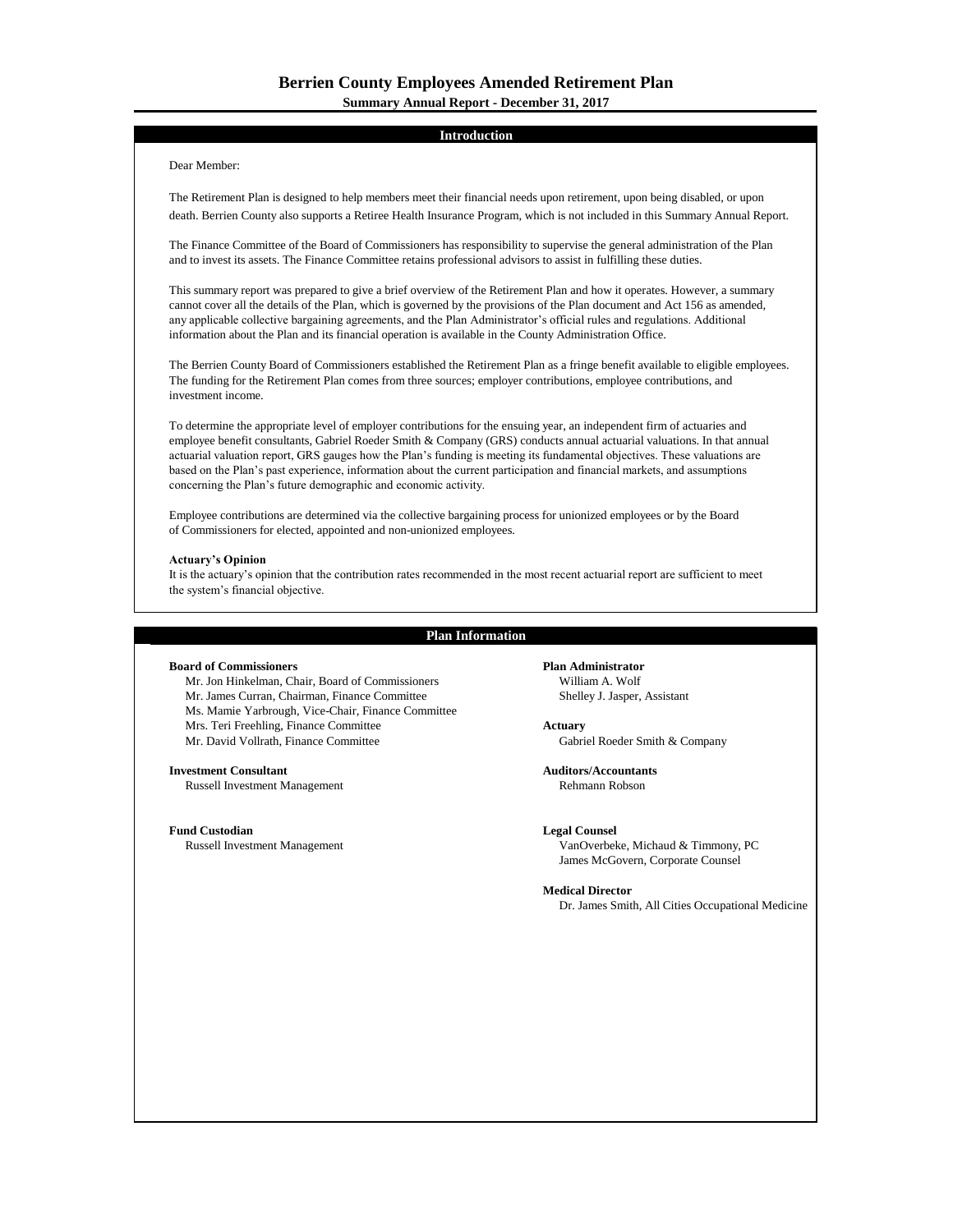# Berrien County Employees Amended Retirement Plan

**Summary Annual Report - December 31, 2017**

## Introduction

Dear Member:

The Retirement Plan is designed to help members meet their financial needs upon retirement, upon being disabled, or upon death. Berrien County also supports a Retiree Health Insurance Program, which is not included in this Summary Annual Report.

The Finance Committee of the Board of Commissioners has responsibility to supervise the general administration of the Plan and to invest its assets. The Finance Committee retains professional advisors to assist in fulfilling these duties.

This summary report was prepared to give a brief overview of the Retirement Plan and how it operates. However, a summary cannot cover all the details of the Plan, which is governed by the provisions of the Plan document and Act 156 as amended, any applicable collective bargaining agreements, and the Plan Administrator's official rules and regulations. Additional information about the Plan and its financial operation is available in the County Administration Office.

The Berrien County Board of Commissioners established the Retirement Plan as a fringe benefit available to eligible employees. The funding for the Retirement Plan comes from three sources; employer contributions, employee contributions, and investment income.

To determine the appropriate level of employer contributions for the ensuing year, an independent firm of actuaries and employee benefit consultants, Gabriel Roeder Smith & Company (GRS) conducts annual actuarial valuations. In that annual actuarial valuation report, GRS gauges how the Plan's funding is meeting its fundamental objectives. These valuations are based on the Plan's past experience, information about the current participation and financial markets, and assumptions concerning the Plan's future demographic and economic activity.

Employee contributions are determined via the collective bargaining process for unionized employees or by the Board of Commissioners for elected, appointed and non-unionized employees.

**Actuary's Opinion**

It is the actuary's opinion that the contribution rates recommended in the most recent actuarial report are sufficient to meet the system's financial objective.

## Plan Information

**Board of Commissioners**

Mr. Jon Hinkelman, Chair, Board of Commissioners
Mr. James Curran, Chairman, Finance Committee
Ms. Mamie Yarbrough, Vice-Chair, Finance Committee
Mrs. Teri Freehling, Finance Committee
Mr. David Vollrath, Finance Committee

**Investment Consultant**

Russell Investment Management

**Fund Custodian**

Russell Investment Management

**Plan Administrator**

William A. Wolf
Shelley J. Jasper, Assistant

**Actuary**

Gabriel Roeder Smith & Company

**Auditors/Accountants**

Rehmann Robson

**Legal Counsel**

VanOverbeke, Michaud & Timmony, PC
James McGovern, Corporate Counsel

**Medical Director**

Dr. James Smith, All Cities Occupational Medicine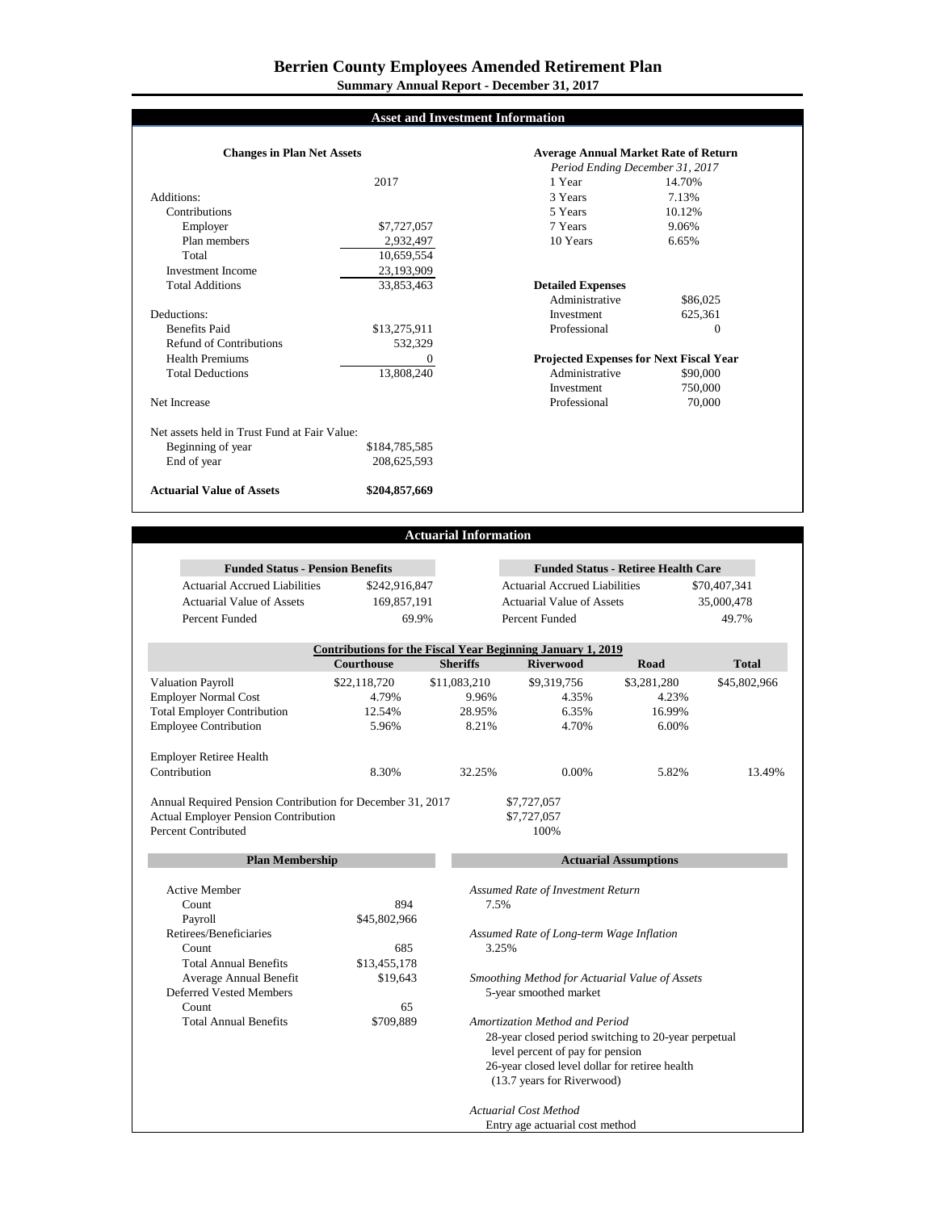# Berrien County Employees Amended Retirement Plan

## Summary Annual Report - December 31, 2017

## Asset and Investment Information

### Changes in Plan Net Assets

| | 2017 |
|---|---|
| Additions: | |
| Contributions | |
| Employer | $7,727,057 |
| Plan members | 2,932,497 |
| Total | 10,659,554 |
| Investment Income | 23,193,909 |
| Total Additions | 33,853,463 |
| Deductions: | |
| Benefits Paid | $13,275,911 |
| Refund of Contributions | 532,329 |
| Health Premiums | 0 |
| Total Deductions | 13,808,240 |
| Net Increase | |
| Net assets held in Trust Fund at Fair Value: | |
| Beginning of year | $184,785,585 |
| End of year | 208,625,593 |
| **Actuarial Value of Assets** | **$204,857,669** |

### Average Annual Market Rate of Return

*Period Ending December 31, 2017*

| Period | Rate |
|---|---|
| 1 Year | 14.70% |
| 3 Years | 7.13% |
| 5 Years | 10.12% |
| 7 Years | 9.06% |
| 10 Years | 6.65% |

### Detailed Expenses

| | |
|---|---|
| Administrative | $86,025 |
| Investment | 625,361 |
| Professional | 0 |

### Projected Expenses for Next Fiscal Year

| | |
|---|---|
| Administrative | $90,000 |
| Investment | 750,000 |
| Professional | 70,000 |

## Actuarial Information

### Funded Status - Pension Benefits

| | |
|---|---|
| Actuarial Accrued Liabilities | $242,916,847 |
| Actuarial Value of Assets | 169,857,191 |
| Percent Funded | 69.9% |

### Funded Status - Retiree Health Care

| | |
|---|---|
| Actuarial Accrued Liabilities | $70,407,341 |
| Actuarial Value of Assets | 35,000,478 |
| Percent Funded | 49.7% |

### Contributions for the Fiscal Year Beginning January 1, 2019

| | Courthouse | Sheriffs | Riverwood | Road | Total |
|---|---|---|---|---|---|
| Valuation Payroll | $22,118,720 | $11,083,210 | $9,319,756 | $3,281,280 | $45,802,966 |
| Employer Normal Cost | 4.79% | 9.96% | 4.35% | 4.23% | |
| Total Employer Contribution | 12.54% | 28.95% | 6.35% | 16.99% | |
| Employee Contribution | 5.96% | 8.21% | 4.70% | 6.00% | |
| Employer Retiree Health Contribution | 8.30% | 32.25% | 0.00% | 5.82% | 13.49% |

| | |
|---|---|
| Annual Required Pension Contribution for December 31, 2017 | $7,727,057 |
| Actual Employer Pension Contribution | $7,727,057 |
| Percent Contributed | 100% |

### Plan Membership

| | |
|---|---|
| Active Member | |
| Count | 894 |
| Payroll | $45,802,966 |
| Retirees/Beneficiaries | |
| Count | 685 |
| Total Annual Benefits | $13,455,178 |
| Average Annual Benefit | $19,643 |
| Deferred Vested Members | |
| Count | 65 |
| Total Annual Benefits | $709,889 |

### Actuarial Assumptions

*Assumed Rate of Investment Return*
7.5%

*Assumed Rate of Long-term Wage Inflation*
3.25%

*Smoothing Method for Actuarial Value of Assets*
5-year smoothed market

*Amortization Method and Period*
28-year closed period switching to 20-year perpetual level percent of pay for pension
26-year closed level dollar for retiree health (13.7 years for Riverwood)

*Actuarial Cost Method*
Entry age actuarial cost method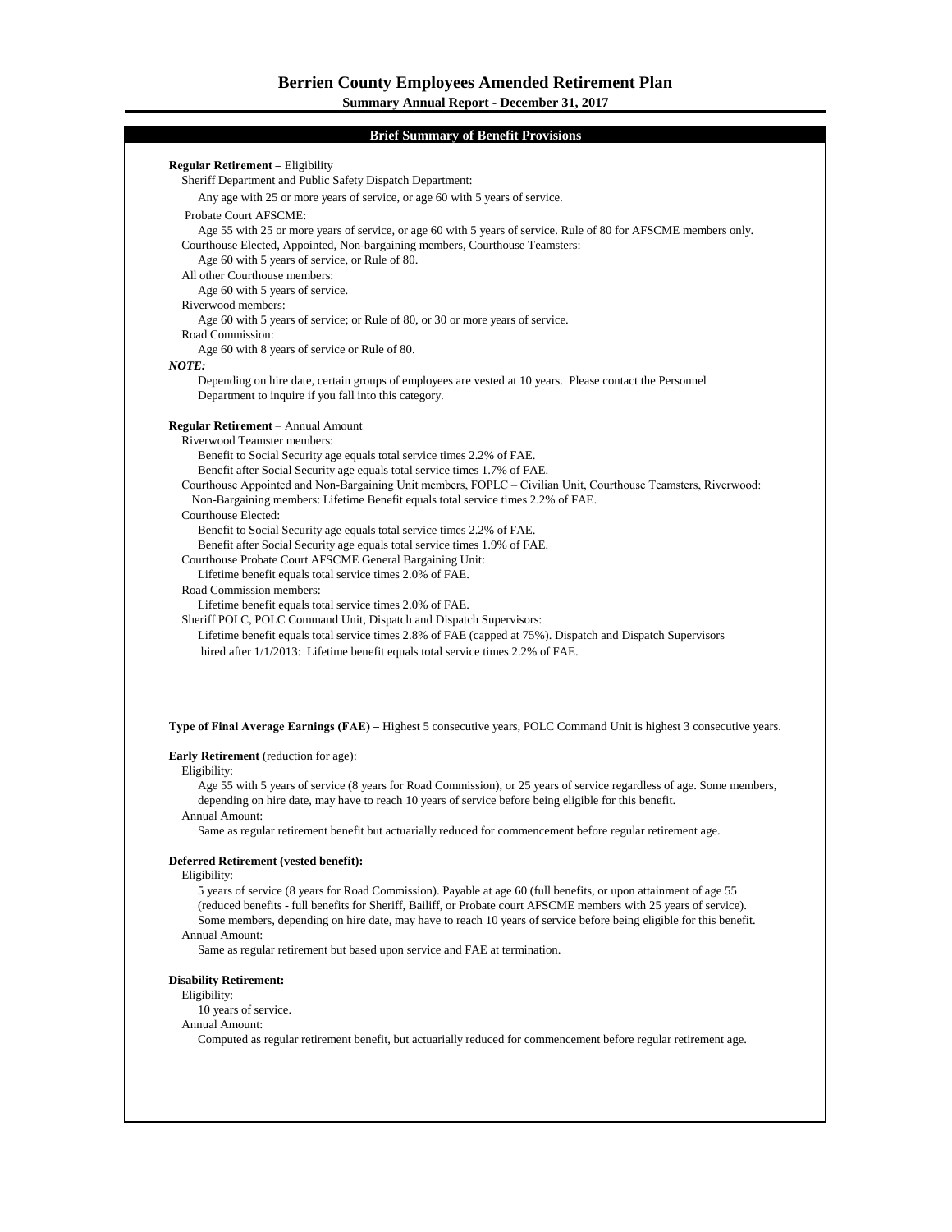# Berrien County Employees Amended Retirement Plan

**Summary Annual Report - December 31, 2017**

## Brief Summary of Benefit Provisions

**Regular Retirement –** Eligibility

Sheriff Department and Public Safety Dispatch Department:

Any age with 25 or more years of service, or age 60 with 5 years of service.

Probate Court AFSCME:

Age 55 with 25 or more years of service, or age 60 with 5 years of service. Rule of 80 for AFSCME members only.

Courthouse Elected, Appointed, Non-bargaining members, Courthouse Teamsters:

Age 60 with 5 years of service, or Rule of 80.

All other Courthouse members:

Age 60 with 5 years of service.

Riverwood members:

Age 60 with 5 years of service; or Rule of 80, or 30 or more years of service.

Road Commission:

Age 60 with 8 years of service or Rule of 80.

***NOTE:***

Depending on hire date, certain groups of employees are vested at 10 years. Please contact the Personnel Department to inquire if you fall into this category.

**Regular Retirement** – Annual Amount

Riverwood Teamster members:

Benefit to Social Security age equals total service times 2.2% of FAE.

Benefit after Social Security age equals total service times 1.7% of FAE.

Courthouse Appointed and Non-Bargaining Unit members, FOPLC – Civilian Unit, Courthouse Teamsters, Riverwood: Non-Bargaining members: Lifetime Benefit equals total service times 2.2% of FAE.

Courthouse Elected:

Benefit to Social Security age equals total service times 2.2% of FAE.

Benefit after Social Security age equals total service times 1.9% of FAE.

Courthouse Probate Court AFSCME General Bargaining Unit:

Lifetime benefit equals total service times 2.0% of FAE.

Road Commission members:

Lifetime benefit equals total service times 2.0% of FAE.

Sheriff POLC, POLC Command Unit, Dispatch and Dispatch Supervisors:

Lifetime benefit equals total service times 2.8% of FAE (capped at 75%). Dispatch and Dispatch Supervisors hired after 1/1/2013: Lifetime benefit equals total service times 2.2% of FAE.

**Type of Final Average Earnings (FAE) –** Highest 5 consecutive years, POLC Command Unit is highest 3 consecutive years.

**Early Retirement** (reduction for age):

Eligibility:

Age 55 with 5 years of service (8 years for Road Commission), or 25 years of service regardless of age. Some members, depending on hire date, may have to reach 10 years of service before being eligible for this benefit.

Annual Amount:

Same as regular retirement benefit but actuarially reduced for commencement before regular retirement age.

**Deferred Retirement (vested benefit):**

Eligibility:

5 years of service (8 years for Road Commission). Payable at age 60 (full benefits, or upon attainment of age 55 (reduced benefits - full benefits for Sheriff, Bailiff, or Probate court AFSCME members with 25 years of service). Some members, depending on hire date, may have to reach 10 years of service before being eligible for this benefit.

Annual Amount:

Same as regular retirement but based upon service and FAE at termination.

**Disability Retirement:**

Eligibility:

10 years of service.

Annual Amount:

Computed as regular retirement benefit, but actuarially reduced for commencement before regular retirement age.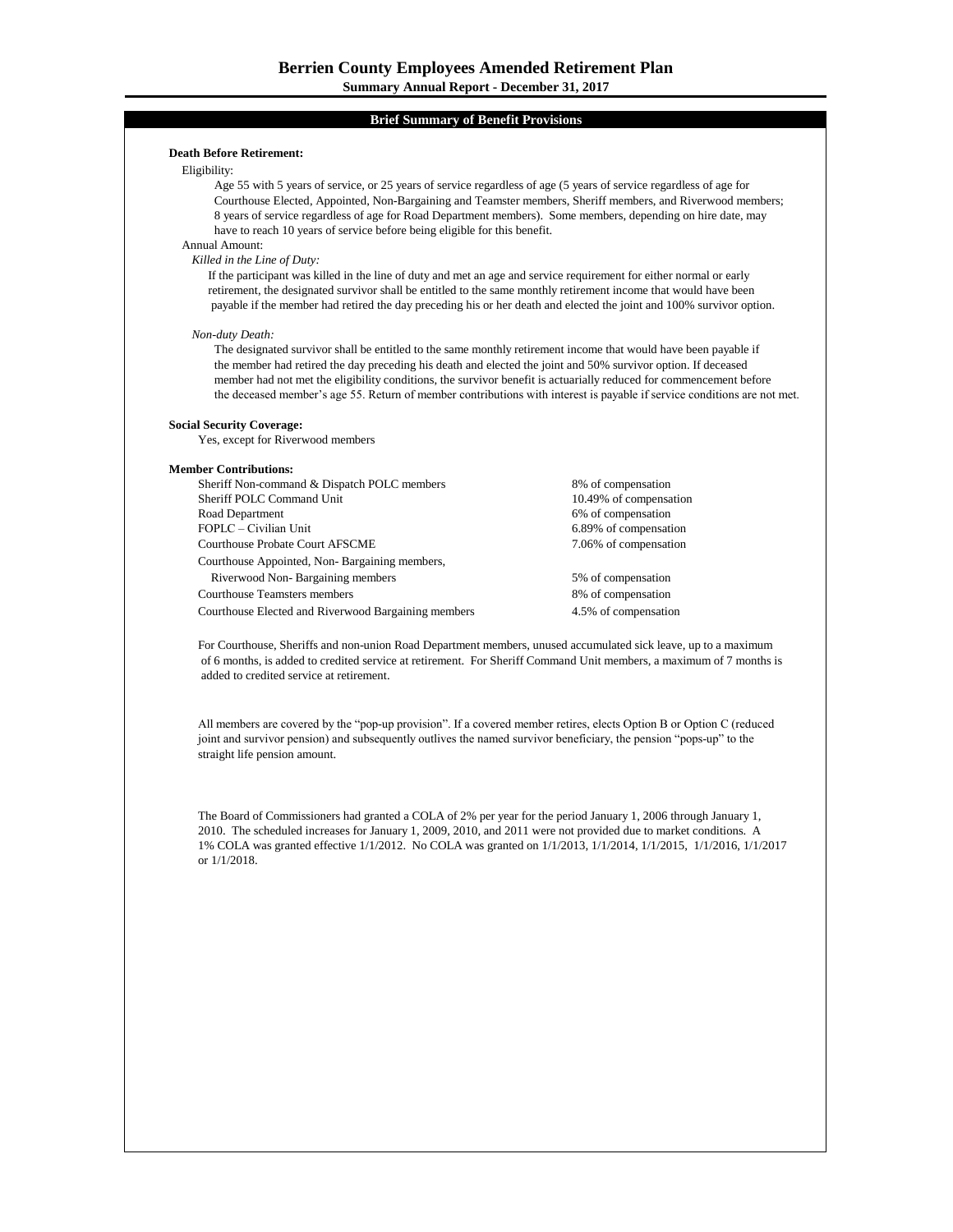# Berrien County Employees Amended Retirement Plan

**Summary Annual Report - December 31, 2017**

## Brief Summary of Benefit Provisions

**Death Before Retirement:**

Eligibility:

Age 55 with 5 years of service, or 25 years of service regardless of age (5 years of service regardless of age for Courthouse Elected, Appointed, Non-Bargaining and Teamster members, Sheriff members, and Riverwood members; 8 years of service regardless of age for Road Department members). Some members, depending on hire date, may have to reach 10 years of service before being eligible for this benefit.

Annual Amount:

*Killed in the Line of Duty:*

If the participant was killed in the line of duty and met an age and service requirement for either normal or early retirement, the designated survivor shall be entitled to the same monthly retirement income that would have been payable if the member had retired the day preceding his or her death and elected the joint and 100% survivor option.

*Non-duty Death:*

The designated survivor shall be entitled to the same monthly retirement income that would have been payable if the member had retired the day preceding his death and elected the joint and 50% survivor option. If deceased member had not met the eligibility conditions, the survivor benefit is actuarially reduced for commencement before the deceased member's age 55. Return of member contributions with interest is payable if service conditions are not met.

**Social Security Coverage:**

Yes, except for Riverwood members

**Member Contributions:**

| | |
|---|---|
| Sheriff Non-command & Dispatch POLC members | 8% of compensation |
| Sheriff POLC Command Unit | 10.49% of compensation |
| Road Department | 6% of compensation |
| FOPLC – Civilian Unit | 6.89% of compensation |
| Courthouse Probate Court AFSCME | 7.06% of compensation |
| Courthouse Appointed, Non- Bargaining members, Riverwood Non- Bargaining members | 5% of compensation |
| Courthouse Teamsters members | 8% of compensation |
| Courthouse Elected and Riverwood Bargaining members | 4.5% of compensation |

For Courthouse, Sheriffs and non-union Road Department members, unused accumulated sick leave, up to a maximum of 6 months, is added to credited service at retirement. For Sheriff Command Unit members, a maximum of 7 months is added to credited service at retirement.

All members are covered by the "pop-up provision". If a covered member retires, elects Option B or Option C (reduced joint and survivor pension) and subsequently outlives the named survivor beneficiary, the pension "pops-up" to the straight life pension amount.

The Board of Commissioners had granted a COLA of 2% per year for the period January 1, 2006 through January 1, 2010. The scheduled increases for January 1, 2009, 2010, and 2011 were not provided due to market conditions. A 1% COLA was granted effective 1/1/2012. No COLA was granted on 1/1/2013, 1/1/2014, 1/1/2015, 1/1/2016, 1/1/2017 or 1/1/2018.